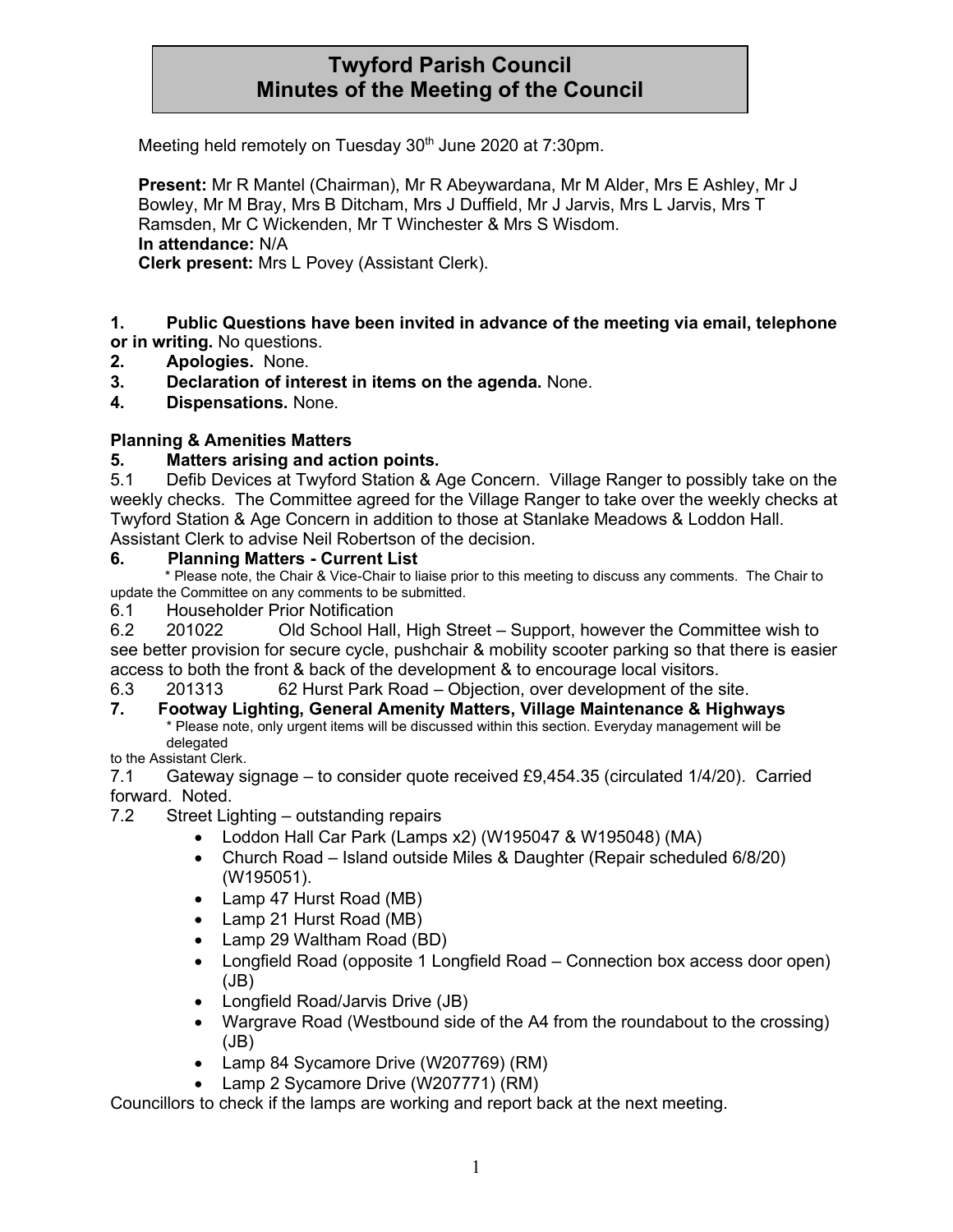# Twyford Parish Council
# Minutes of the Meeting of the Council

Meeting held remotely on Tuesday 30th June 2020 at 7:30pm.

**Present:** Mr R Mantel (Chairman), Mr R Abeywardana, Mr M Alder, Mrs E Ashley, Mr J Bowley, Mr M Bray, Mrs B Ditcham, Mrs J Duffield, Mr J Jarvis, Mrs L Jarvis, Mrs T Ramsden, Mr C Wickenden, Mr T Winchester & Mrs S Wisdom.
**In attendance:** N/A
**Clerk present:** Mrs L Povey (Assistant Clerk).

**1. Public Questions have been invited in advance of the meeting via email, telephone or in writing.** No questions.
**2. Apologies.** None.
**3. Declaration of interest in items on the agenda.** None.
**4. Dispensations.** None.

**Planning & Amenities Matters**

**5. Matters arising and action points.**

5.1 Defib Devices at Twyford Station & Age Concern. Village Ranger to possibly take on the weekly checks. The Committee agreed for the Village Ranger to take over the weekly checks at Twyford Station & Age Concern in addition to those at Stanlake Meadows & Loddon Hall. Assistant Clerk to advise Neil Robertson of the decision.

**6. Planning Matters - Current List**

* Please note, the Chair & Vice-Chair to liaise prior to this meeting to discuss any comments. The Chair to update the Committee on any comments to be submitted.

6.1 Householder Prior Notification
6.2 201022 Old School Hall, High Street – Support, however the Committee wish to see better provision for secure cycle, pushchair & mobility scooter parking so that there is easier access to both the front & back of the development & to encourage local visitors.
6.3 201313 62 Hurst Park Road – Objection, over development of the site.

**7. Footway Lighting, General Amenity Matters, Village Maintenance & Highways**

* Please note, only urgent items will be discussed within this section. Everyday management will be delegated to the Assistant Clerk.

7.1 Gateway signage – to consider quote received £9,454.35 (circulated 1/4/20). Carried forward. Noted.
7.2 Street Lighting – outstanding repairs

- Loddon Hall Car Park (Lamps x2) (W195047 & W195048) (MA)
- Church Road – Island outside Miles & Daughter (Repair scheduled 6/8/20) (W195051).
- Lamp 47 Hurst Road (MB)
- Lamp 21 Hurst Road (MB)
- Lamp 29 Waltham Road (BD)
- Longfield Road (opposite 1 Longfield Road – Connection box access door open) (JB)
- Longfield Road/Jarvis Drive (JB)
- Wargrave Road (Westbound side of the A4 from the roundabout to the crossing) (JB)
- Lamp 84 Sycamore Drive (W207769) (RM)
- Lamp 2 Sycamore Drive (W207771) (RM)

Councillors to check if the lamps are working and report back at the next meeting.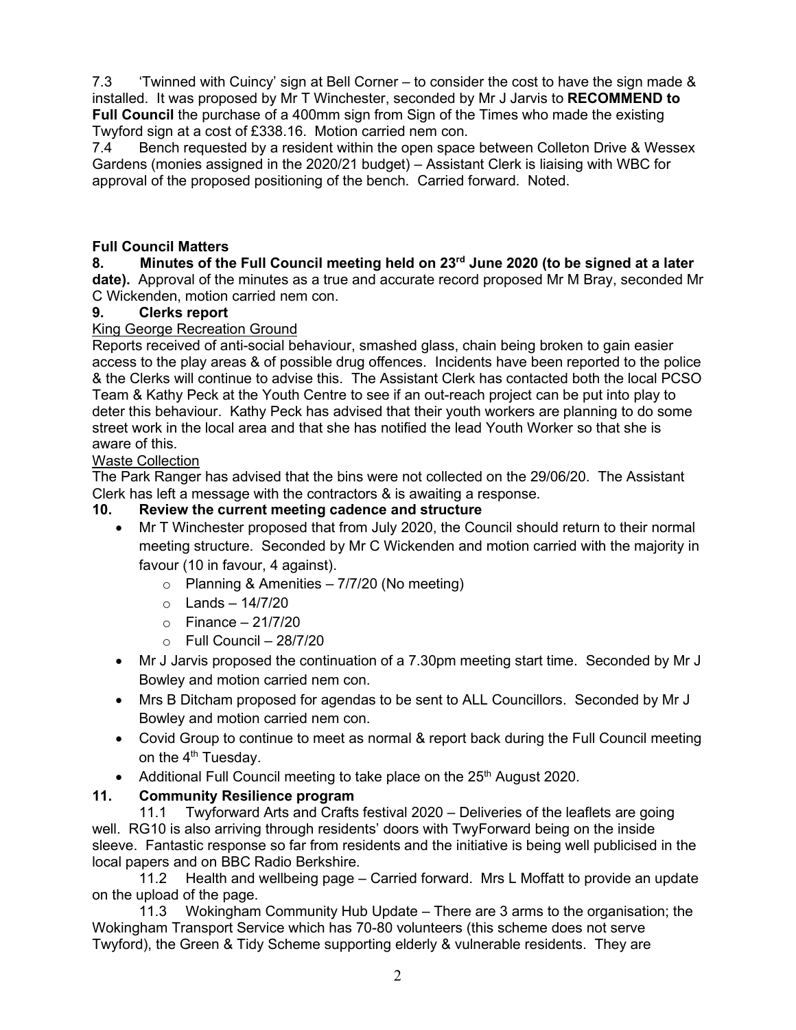7.3 'Twinned with Cuincy' sign at Bell Corner – to consider the cost to have the sign made & installed. It was proposed by Mr T Winchester, seconded by Mr J Jarvis to **RECOMMEND to Full Council** the purchase of a 400mm sign from Sign of the Times who made the existing Twyford sign at a cost of £338.16. Motion carried nem con.

7.4 Bench requested by a resident within the open space between Colleton Drive & Wessex Gardens (monies assigned in the 2020/21 budget) – Assistant Clerk is liaising with WBC for approval of the proposed positioning of the bench. Carried forward. Noted.

## Full Council Matters

**8. Minutes of the Full Council meeting held on 23rd June 2020 (to be signed at a later date).** Approval of the minutes as a true and accurate record proposed Mr M Bray, seconded Mr C Wickenden, motion carried nem con.

**9. Clerks report**

King George Recreation Ground

Reports received of anti-social behaviour, smashed glass, chain being broken to gain easier access to the play areas & of possible drug offences. Incidents have been reported to the police & the Clerks will continue to advise this. The Assistant Clerk has contacted both the local PCSO Team & Kathy Peck at the Youth Centre to see if an out-reach project can be put into play to deter this behaviour. Kathy Peck has advised that their youth workers are planning to do some street work in the local area and that she has notified the lead Youth Worker so that she is aware of this.

Waste Collection

The Park Ranger has advised that the bins were not collected on the 29/06/20. The Assistant Clerk has left a message with the contractors & is awaiting a response.

**10. Review the current meeting cadence and structure**

- Mr T Winchester proposed that from July 2020, the Council should return to their normal meeting structure. Seconded by Mr C Wickenden and motion carried with the majority in favour (10 in favour, 4 against).
  - Planning & Amenities – 7/7/20 (No meeting)
  - Lands – 14/7/20
  - Finance – 21/7/20
  - Full Council – 28/7/20
- Mr J Jarvis proposed the continuation of a 7.30pm meeting start time. Seconded by Mr J Bowley and motion carried nem con.
- Mrs B Ditcham proposed for agendas to be sent to ALL Councillors. Seconded by Mr J Bowley and motion carried nem con.
- Covid Group to continue to meet as normal & report back during the Full Council meeting on the 4th Tuesday.
- Additional Full Council meeting to take place on the 25th August 2020.

**11. Community Resilience program**

11.1 Twyforward Arts and Crafts festival 2020 – Deliveries of the leaflets are going well. RG10 is also arriving through residents' doors with TwyForward being on the inside sleeve. Fantastic response so far from residents and the initiative is being well publicised in the local papers and on BBC Radio Berkshire.

11.2 Health and wellbeing page – Carried forward. Mrs L Moffatt to provide an update on the upload of the page.

11.3 Wokingham Community Hub Update – There are 3 arms to the organisation; the Wokingham Transport Service which has 70-80 volunteers (this scheme does not serve Twyford), the Green & Tidy Scheme supporting elderly & vulnerable residents. They are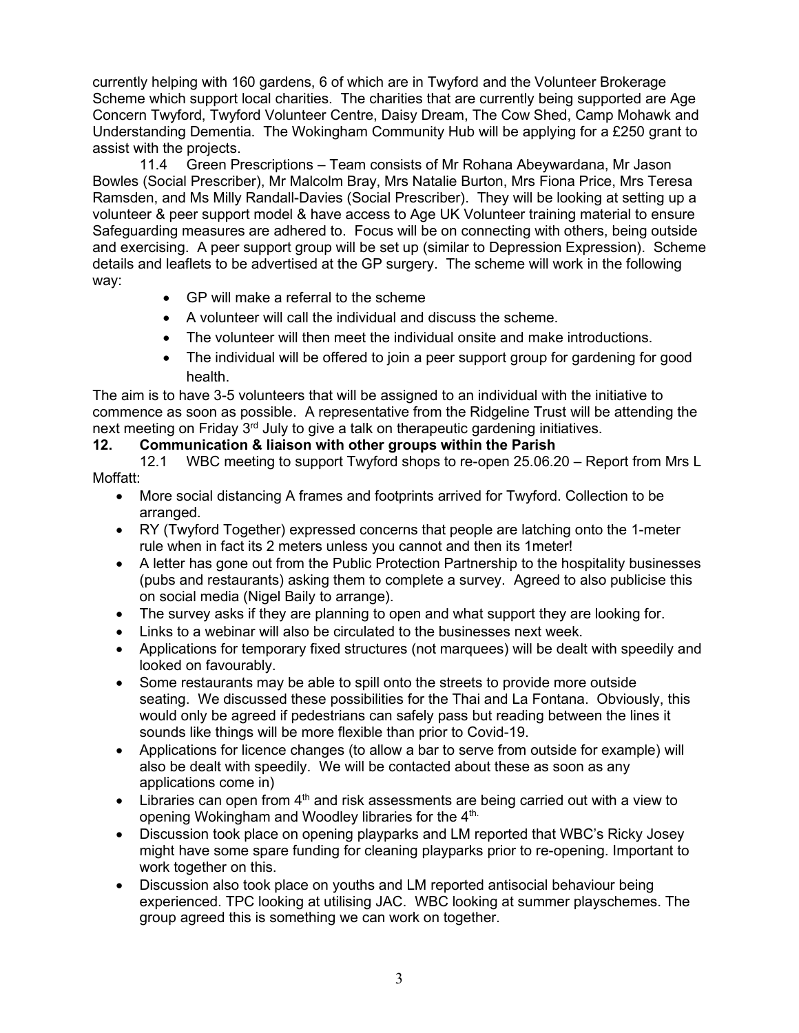currently helping with 160 gardens, 6 of which are in Twyford and the Volunteer Brokerage Scheme which support local charities. The charities that are currently being supported are Age Concern Twyford, Twyford Volunteer Centre, Daisy Dream, The Cow Shed, Camp Mohawk and Understanding Dementia. The Wokingham Community Hub will be applying for a £250 grant to assist with the projects.

11.4 Green Prescriptions – Team consists of Mr Rohana Abeywardana, Mr Jason Bowles (Social Prescriber), Mr Malcolm Bray, Mrs Natalie Burton, Mrs Fiona Price, Mrs Teresa Ramsden, and Ms Milly Randall-Davies (Social Prescriber). They will be looking at setting up a volunteer & peer support model & have access to Age UK Volunteer training material to ensure Safeguarding measures are adhered to. Focus will be on connecting with others, being outside and exercising. A peer support group will be set up (similar to Depression Expression). Scheme details and leaflets to be advertised at the GP surgery. The scheme will work in the following way:

- GP will make a referral to the scheme
- A volunteer will call the individual and discuss the scheme.
- The volunteer will then meet the individual onsite and make introductions.
- The individual will be offered to join a peer support group for gardening for good health.

The aim is to have 3-5 volunteers that will be assigned to an individual with the initiative to commence as soon as possible. A representative from the Ridgeline Trust will be attending the next meeting on Friday 3rd July to give a talk on therapeutic gardening initiatives.

## 12. Communication & liaison with other groups within the Parish

12.1 WBC meeting to support Twyford shops to re-open 25.06.20 – Report from Mrs L Moffatt:

- More social distancing A frames and footprints arrived for Twyford. Collection to be arranged.
- RY (Twyford Together) expressed concerns that people are latching onto the 1-meter rule when in fact its 2 meters unless you cannot and then its 1meter!
- A letter has gone out from the Public Protection Partnership to the hospitality businesses (pubs and restaurants) asking them to complete a survey. Agreed to also publicise this on social media (Nigel Baily to arrange).
- The survey asks if they are planning to open and what support they are looking for.
- Links to a webinar will also be circulated to the businesses next week.
- Applications for temporary fixed structures (not marquees) will be dealt with speedily and looked on favourably.
- Some restaurants may be able to spill onto the streets to provide more outside seating. We discussed these possibilities for the Thai and La Fontana. Obviously, this would only be agreed if pedestrians can safely pass but reading between the lines it sounds like things will be more flexible than prior to Covid-19.
- Applications for licence changes (to allow a bar to serve from outside for example) will also be dealt with speedily. We will be contacted about these as soon as any applications come in)
- Libraries can open from 4th and risk assessments are being carried out with a view to opening Wokingham and Woodley libraries for the 4th.
- Discussion took place on opening playparks and LM reported that WBC's Ricky Josey might have some spare funding for cleaning playparks prior to re-opening. Important to work together on this.
- Discussion also took place on youths and LM reported antisocial behaviour being experienced. TPC looking at utilising JAC. WBC looking at summer playschemes. The group agreed this is something we can work on together.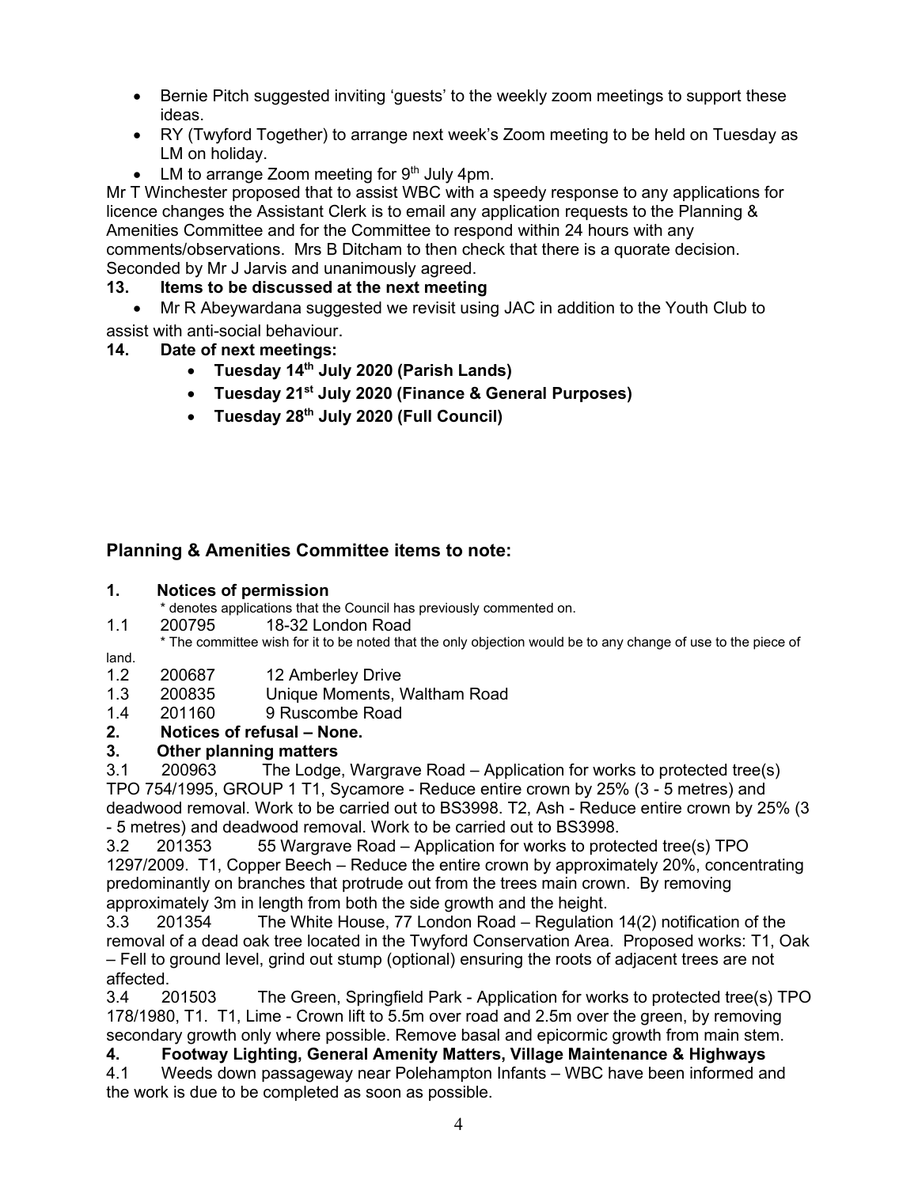- Bernie Pitch suggested inviting 'guests' to the weekly zoom meetings to support these ideas.
- RY (Twyford Together) to arrange next week's Zoom meeting to be held on Tuesday as LM on holiday.
- LM to arrange Zoom meeting for 9th July 4pm.

Mr T Winchester proposed that to assist WBC with a speedy response to any applications for licence changes the Assistant Clerk is to email any application requests to the Planning & Amenities Committee and for the Committee to respond within 24 hours with any comments/observations. Mrs B Ditcham to then check that there is a quorate decision. Seconded by Mr J Jarvis and unanimously agreed.

**13. Items to be discussed at the next meeting**

- Mr R Abeywardana suggested we revisit using JAC in addition to the Youth Club to assist with anti-social behaviour.

**14. Date of next meetings:**

- **Tuesday 14th July 2020 (Parish Lands)**
- **Tuesday 21st July 2020 (Finance & General Purposes)**
- **Tuesday 28th July 2020 (Full Council)**

## Planning & Amenities Committee items to note:

**1. Notices of permission**

\* denotes applications that the Council has previously commented on.

1.1 200795 18-32 London Road

\* The committee wish for it to be noted that the only objection would be to any change of use to the piece of land.

1.2 200687 12 Amberley Drive

1.3 200835 Unique Moments, Waltham Road

1.4 201160 9 Ruscombe Road

**2. Notices of refusal – None.**

**3. Other planning matters**

3.1 200963 The Lodge, Wargrave Road – Application for works to protected tree(s) TPO 754/1995, GROUP 1 T1, Sycamore - Reduce entire crown by 25% (3 - 5 metres) and deadwood removal. Work to be carried out to BS3998. T2, Ash - Reduce entire crown by 25% (3 - 5 metres) and deadwood removal. Work to be carried out to BS3998.

3.2 201353 55 Wargrave Road – Application for works to protected tree(s) TPO 1297/2009. T1, Copper Beech – Reduce the entire crown by approximately 20%, concentrating predominantly on branches that protrude out from the trees main crown. By removing approximately 3m in length from both the side growth and the height.

3.3 201354 The White House, 77 London Road – Regulation 14(2) notification of the removal of a dead oak tree located in the Twyford Conservation Area. Proposed works: T1, Oak – Fell to ground level, grind out stump (optional) ensuring the roots of adjacent trees are not affected.

3.4 201503 The Green, Springfield Park - Application for works to protected tree(s) TPO 178/1980, T1. T1, Lime - Crown lift to 5.5m over road and 2.5m over the green, by removing secondary growth only where possible. Remove basal and epicormic growth from main stem.

**4. Footway Lighting, General Amenity Matters, Village Maintenance & Highways**

4.1 Weeds down passageway near Polehampton Infants – WBC have been informed and the work is due to be completed as soon as possible.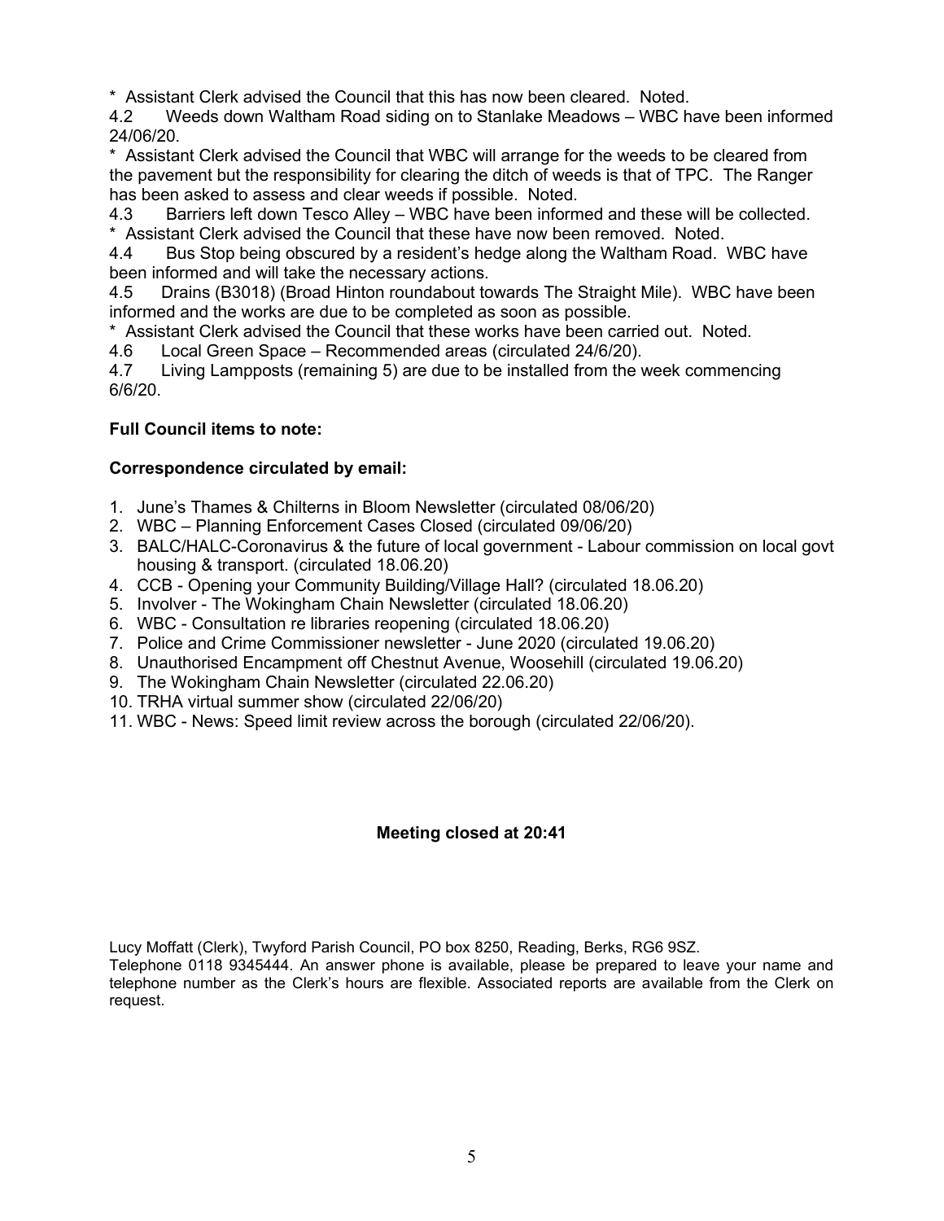* Assistant Clerk advised the Council that this has now been cleared. Noted.

4.2 Weeds down Waltham Road siding on to Stanlake Meadows – WBC have been informed 24/06/20.

* Assistant Clerk advised the Council that WBC will arrange for the weeds to be cleared from the pavement but the responsibility for clearing the ditch of weeds is that of TPC. The Ranger has been asked to assess and clear weeds if possible. Noted.

4.3 Barriers left down Tesco Alley – WBC have been informed and these will be collected.

* Assistant Clerk advised the Council that these have now been removed. Noted.

4.4 Bus Stop being obscured by a resident's hedge along the Waltham Road. WBC have been informed and will take the necessary actions.

4.5 Drains (B3018) (Broad Hinton roundabout towards The Straight Mile). WBC have been informed and the works are due to be completed as soon as possible.

* Assistant Clerk advised the Council that these works have been carried out. Noted.

4.6 Local Green Space – Recommended areas (circulated 24/6/20).

4.7 Living Lampposts (remaining 5) are due to be installed from the week commencing 6/6/20.

**Full Council items to note:**

**Correspondence circulated by email:**

1. June's Thames & Chilterns in Bloom Newsletter (circulated 08/06/20)
2. WBC – Planning Enforcement Cases Closed (circulated 09/06/20)
3. BALC/HALC-Coronavirus & the future of local government - Labour commission on local govt housing & transport. (circulated 18.06.20)
4. CCB - Opening your Community Building/Village Hall? (circulated 18.06.20)
5. Involver - The Wokingham Chain Newsletter (circulated 18.06.20)
6. WBC - Consultation re libraries reopening (circulated 18.06.20)
7. Police and Crime Commissioner newsletter - June 2020 (circulated 19.06.20)
8. Unauthorised Encampment off Chestnut Avenue, Woosehill (circulated 19.06.20)
9. The Wokingham Chain Newsletter (circulated 22.06.20)
10. TRHA virtual summer show (circulated 22/06/20)
11. WBC - News: Speed limit review across the borough (circulated 22/06/20).

**Meeting closed at 20:41**

Lucy Moffatt (Clerk), Twyford Parish Council, PO box 8250, Reading, Berks, RG6 9SZ.
Telephone 0118 9345444. An answer phone is available, please be prepared to leave your name and telephone number as the Clerk's hours are flexible. Associated reports are available from the Clerk on request.